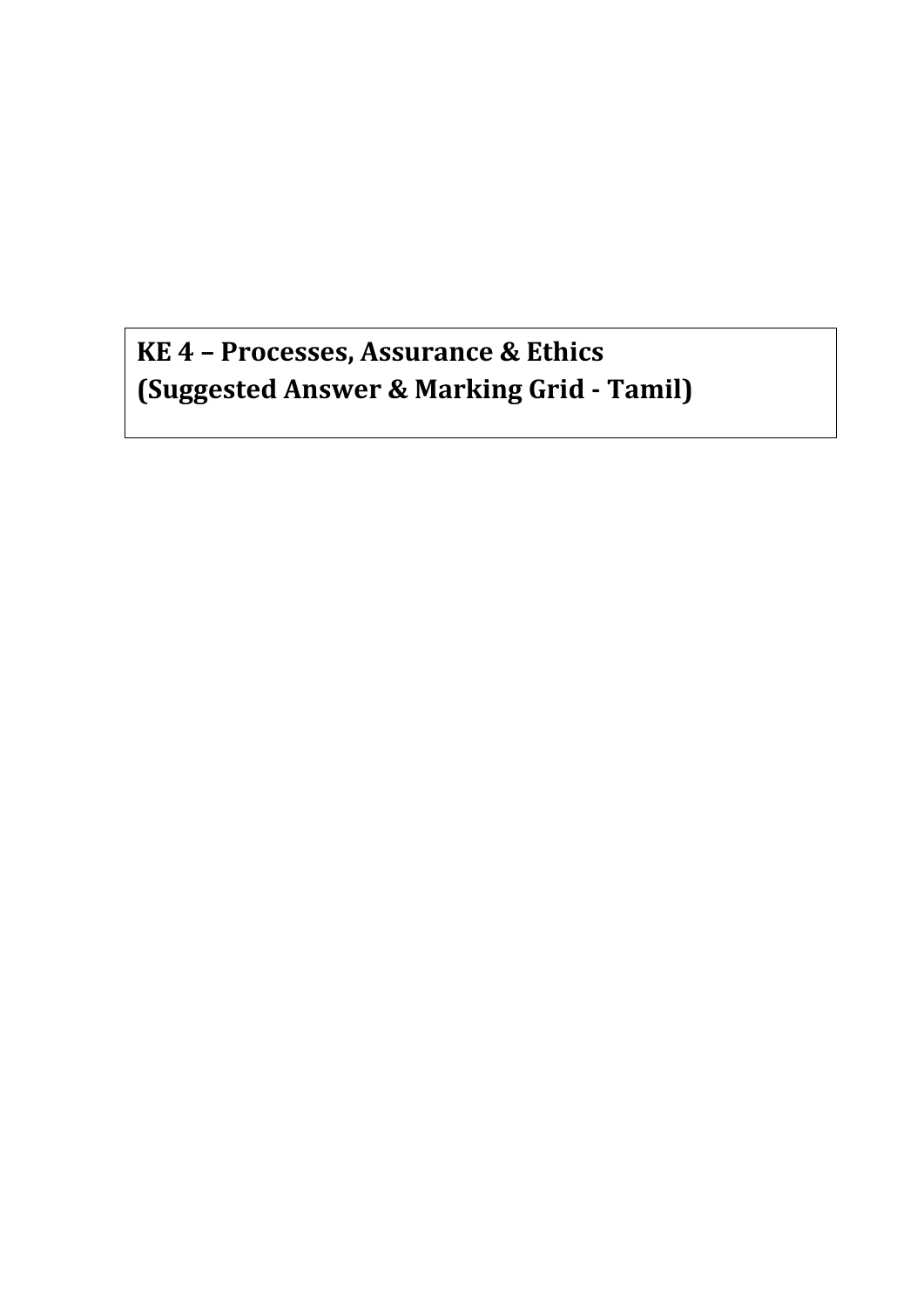# KE 4 – Processes, Assurance & Ethics
# (Suggested Answer & Marking Grid - Tamil)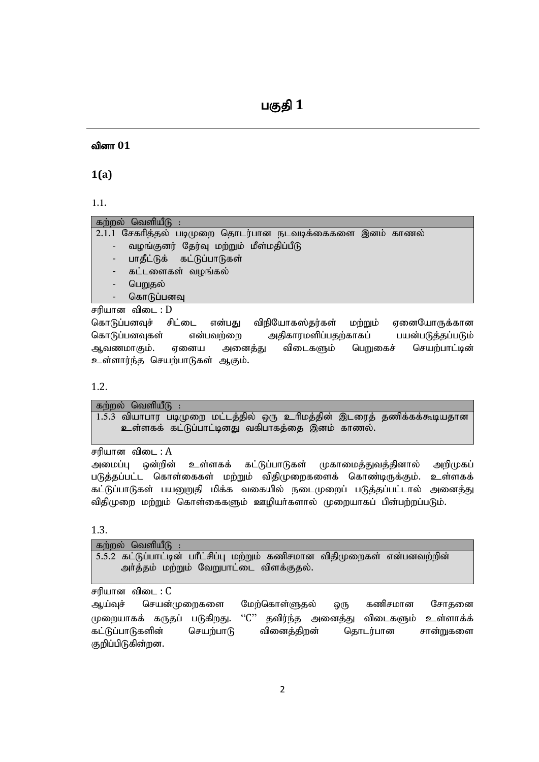# பகுதி 1

## வினா 01

### 1(a)

1.1.

| கற்றல் வெளியீடு : |
|---|
| 2.1.1 சேகரித்தல் படிமுறை தொடர்பான நடவடிக்கைகளை இனம் காணல்<br>- வழங்குனர் தேர்வு மற்றும் மீள்மதிப்பீடு<br>- பாதீட்டுக் கட்டுப்பாடுகள்<br>- கட்டளைகள் வழங்கல்<br>- பெறுதல்<br>- கொடுப்பனவு |

சரியான விடை : D

கொடுப்பனவுச் சிட்டை என்பது விநியோகஸ்தர்கள் மற்றும் ஏனையோருக்கான கொடுப்பனவுகள் என்பவற்றை அதிகாரமளிப்பதற்காகப் பயன்படுத்தப்படும் ஆவணமாகும். ஏனைய அனைத்து விடைகளும் பெறுகைச் செயற்பாட்டின் உள்ளார்ந்த செயற்பாடுகள் ஆகும்.

1.2.

| கற்றல் வெளியீடு : |
|---|
| 1.5.3 வியாபார படிமுறை மட்டத்தில் ஒரு உரிமத்தின் இடரைத் தணிக்கக்கூடியதான உள்ளகக் கட்டுப்பாட்டினது வகிபாகத்தை இனம் காணல். |

சரியான விடை : A

அமைப்பு ஒன்றின் உள்ளகக் கட்டுப்பாடுகள் முகாமைத்துவத்தினால் அறிமுகப் படுத்தப்பட்ட கொள்கைகள் மற்றும் விதிமுறைகளைக் கொண்டிருக்கும். உள்ளகக் கட்டுப்பாடுகள் பயனுறுதி மிக்க வகையில் நடைமுறைப் படுத்தப்பட்டால் அனைத்து விதிமுறை மற்றும் கொள்கைகளும் ஊழியர்களால் முறையாகப் பின்பற்றப்படும்.

1.3.

| கற்றல் வெளியீடு : |
|---|
| 5.5.2 கட்டுப்பாட்டின் பரீட்சிப்பு மற்றும் கணிசமான விதிமுறைகள் என்பனவற்றின் அர்த்தம் மற்றும் வேறுபாட்டை விளக்குதல். |

சரியான விடை : C

ஆய்வுச் செயன்முறைகளை மேற்கொள்ளுதல் ஒரு கணிசமான சோதனை முறையாகக் கருதப் படுகிறது. "C" தவிர்ந்த அனைத்து விடைகளும் உள்ளாக்க் கட்டுப்பாடுகளின் செயற்பாடு வினைத்திறன் தொடர்பான சான்றுகளை குறிப்பிடுகின்றன.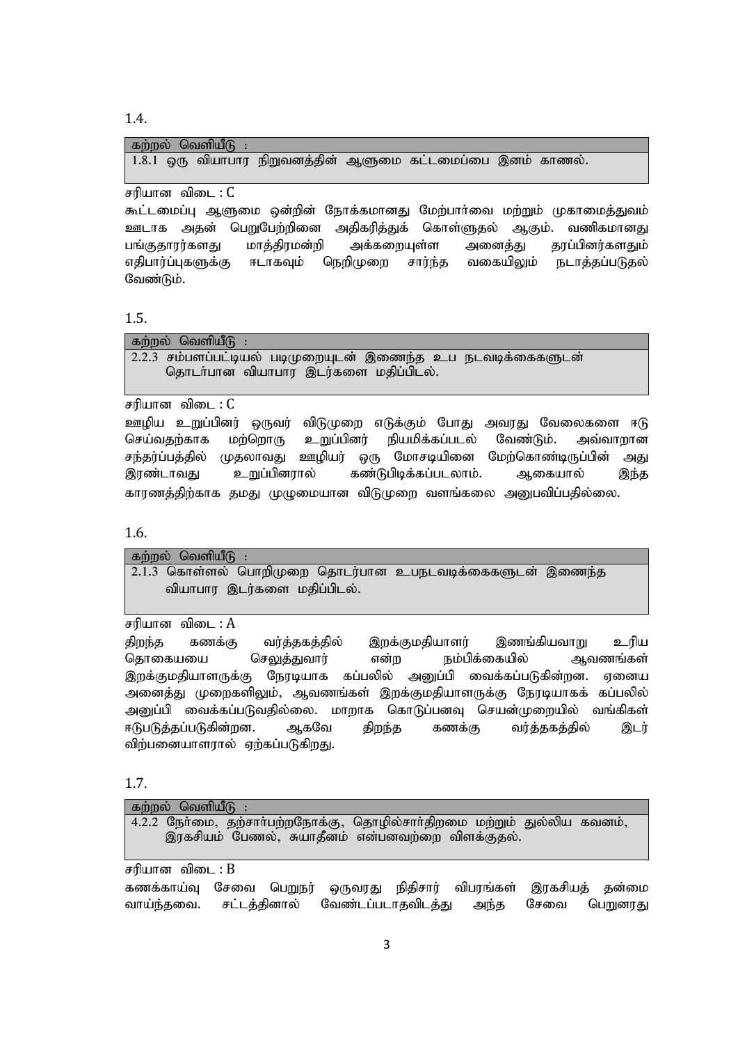1.4.

| கற்றல் வெளியீடு : |
|---|
| 1.8.1 ஒரு வியாபார நிறுவனத்தின் ஆளுமை கட்டமைப்பை இனம் காணல். |

சரியான விடை : C

கூட்டமைப்பு ஆளுமை ஒன்றின் நோக்கமானது மேற்பார்வை மற்றும் முகாமைத்துவம் ஊடாக அதன் பெறுபேற்றினை அதிகரித்துக் கொள்ளுதல் ஆகும். வணிகமானது பங்குதாரர்களது மாத்திரமன்றி அக்கறையுள்ள அனைத்து தரப்பினர்களதும் எதிபார்ப்புகளுக்கு ஈடாகவும் நெறிமுறை சார்ந்த வகையிலும் நடாத்தப்படுதல் வேண்டும்.

1.5.

| கற்றல் வெளியீடு : |
|---|
| 2.2.3 சம்பளப்பட்டியல் படிமுறையுடன் இணைந்த உப நடவடிக்கைகளுடன் தொடர்பான வியாபார இடர்களை மதிப்பிடல். |

சரியான விடை : C

ஊழிய உறுப்பினர் ஒருவர் விடுமுறை எடுக்கும் போது அவரது வேலைகளை ஈடு செய்வதற்காக மற்றொரு உறுப்பினர் நியமிக்கப்படல் வேண்டும். அவ்வாறான சந்தர்ப்பத்தில் முதலாவது ஊழியர் ஒரு மோசடியினை மேற்கொண்டிருப்பின் அது இரண்டாவது உறுப்பினரால் கண்டுபிடிக்கப்படலாம். ஆகையால் இந்த காரணத்திற்காக தமது முழுமையான விடுமுறை வளங்கலை அனுபவிப்பதில்லை.

1.6.

| கற்றல் வெளியீடு : |
|---|
| 2.1.3 கொள்ளல் பொறிமுறை தொடர்பான உபநடவடிக்கைகளுடன் இணைந்த வியாபார இடர்களை மதிப்பிடல். |

சரியான விடை : A

திறந்த கணக்கு வர்த்தகத்தில் இறக்குமதியாளர் இணங்கியவாறு உரிய தொகையயை செலுத்துவார் என்ற நம்பிக்கையில் ஆவணங்கள் இறக்குமதியாளருக்கு நேரடியாக கப்பலில் அனுப்பி வைக்கப்படுகின்றன. ஏனைய அனைத்து முறைகளிலும், ஆவணங்கள் இறக்குமதியாளருக்கு நேரடியாகக் கப்பலில் அனுப்பி வைக்கப்படுவதில்லை. மாறாக கொடுப்பனவு செயன்முறையில் வங்கிகள் ஈடுபடுத்தப்படுகின்றன. ஆகவே திறந்த கணக்கு வர்த்தகத்தில் இடர் விற்பனையாளரால் ஏற்கப்படுகிறது.

1.7.

| கற்றல் வெளியீடு : |
|---|
| 4.2.2 நேர்மை, தற்சார்பற்றநோக்கு, தொழில்சார்திறமை மற்றும் துல்லிய கவனம், இரகசியம் பேணல், சுயாதீனம் என்பனவற்றை விளக்குதல். |

சரியான விடை : B

கணக்காய்வு சேவை பெறுநர் ஒருவரது நிதிசார் விபரங்கள் இரகசியத் தன்மை வாய்ந்தவை. சட்டத்தினால் வேண்டப்படாதவிடத்து அந்த சேவை பெறுனரது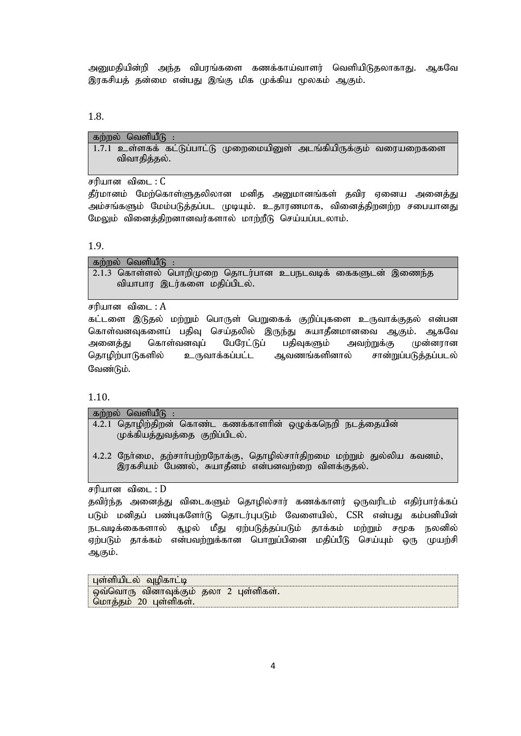அனுமதியின்றி அந்த விபரங்களை கணக்காய்வாளர் வெளியிடுதலாகாது. ஆகவே இரகசியத் தன்மை என்பது இங்கு மிக முக்கிய மூலகம் ஆகும்.

1.8.

| கற்றல் வெளியீடு : |
|---|
| 1.7.1 உள்ளகக் கட்டுப்பாட்டு முறைமையினுள் அடங்கியிருக்கும் வரையறைகளை விவாதித்தல். |

சரியான விடை : C

தீர்மானம் மேற்கொள்ளுதலிலான மனித அனுமானங்கள் தவிர ஏனைய அனைத்து அம்சங்களும் மேம்படுத்தப்பட முடியும். உதாரணமாக, வினைத்திறனற்ற சபையானது மேலும் வினைத்திறனானவர்களால் மாற்றீடு செய்யப்படலாம்.

1.9.

| கற்றல் வெளியீடு : |
|---|
| 2.1.3 கொள்ளல் பொறிமுறை தொடர்பான உபநடவடிக் கைகளுடன் இணைந்த வியாபார இடர்களை மதிப்பிடல். |

சரியான விடை : A

கட்டளை இடுதல் மற்றும் பொருள் பெறுகைக் குறிப்புகளை உருவாக்குதல் என்பன கொள்வனவுகளைப் பதிவு செய்தலில் இருந்து சுயாதீனமானவை ஆகும். ஆகவே அனைத்து கொள்வனவுப் பேரேட்டுப் பதிவுகளும் அவற்றுக்கு முன்னரான தொழிற்பாடுகளில் உருவாக்கப்பட்ட ஆவணங்களினால் சான்றுப்படுத்தப்படல் வேண்டும்.

1.10.

| கற்றல் வெளியீடு : |
|---|
| 4.2.1 தொழிற்திறன் கொண்ட கணக்காளரின் ஒழுக்கநெறி நடத்தையின் முக்கியத்துவத்தை குறிப்பிடல்.<br><br>4.2.2 நேர்மை, தற்சார்பற்றநோக்கு, தொழில்சார்திறமை மற்றும் துல்லிய கவனம், இரகசியம் பேணல், சுயாதீனம் என்பனவற்றை விளக்குதல். |

சரியான விடை : D

தவிர்ந்த அனைத்து விடைகளும் தொழில்சார் கணக்காளர் ஒருவரிடம் எதிர்பார்க்கப் படும் மனிதப் பண்புகளோடு தொடர்புபடும் வேளையில், CSR என்பது கம்பனியின் நடவடிக்கைகளால் சூழல் மீது ஏற்படுத்தப்படும் தாக்கம் மற்றும் சமூக நலனில் ஏற்படும் தாக்கம் என்பவற்றுக்கான பொறுப்பினை மதிப்பீடு செய்யும் ஒரு முயற்சி ஆகும்.

| புள்ளியிடல் வழிகாட்டி |
|---|
| ஒவ்வொரு வினாவுக்கும் தலா 2 புள்ளிகள்.<br>மொத்தம் 20 புள்ளிகள். |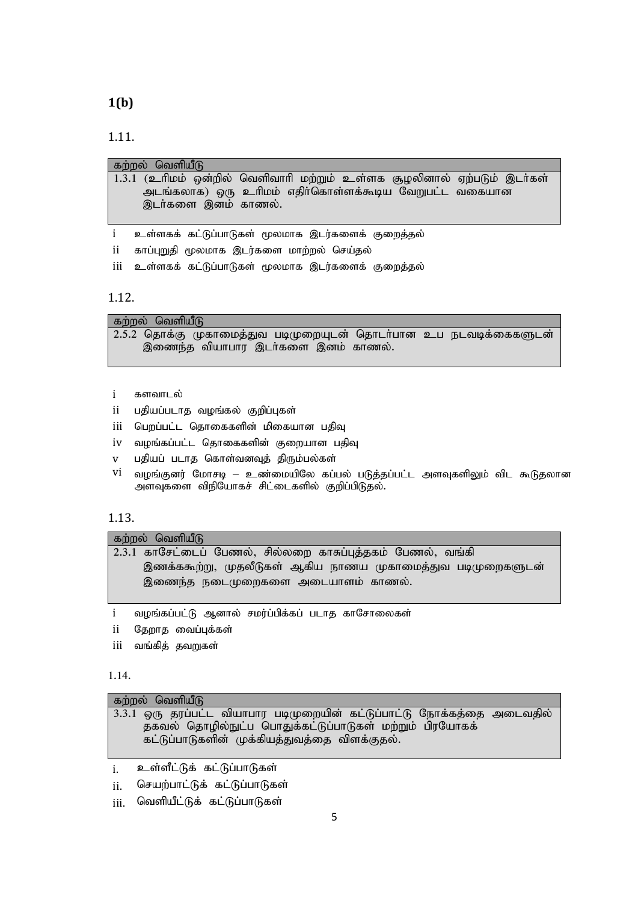**1(b)**

1.11.

| கற்றல் வெளியீடு |
|---|
| 1.3.1 (உரிமம் ஒன்றில் வெளிவாரி மற்றும் உள்ளக சூழலினால் ஏற்படும் இடர்கள் அடங்கலாக) ஒரு உரிமம் எதிர்கொள்ளக்கூடிய வேறுபட்ட வகையான இடர்களை இனம் காணல். |

i உள்ளகக் கட்டுப்பாடுகள் மூலமாக இடர்களைக் குறைத்தல்

ii காப்புறுதி மூலமாக இடர்களை மாற்றல் செய்தல்

iii உள்ளகக் கட்டுப்பாடுகள் மூலமாக இடர்களைக் குறைத்தல்

1.12.

| கற்றல் வெளியீடு |
|---|
| 2.5.2 தொக்கு முகாமைத்துவ படிமுறையுடன் தொடர்பான உப நடவடிக்கைகளுடன் இணைந்த வியாபார இடர்களை இனம் காணல். |

i களவாடல்

ii பதியப்படாத வழங்கல் குறிப்புகள்

iii பெறப்பட்ட தொகைகளின் மிகையான பதிவு

iv வழங்கப்பட்ட தொகைகளின் குறையான பதிவு

v பதியப் படாத கொள்வனவுத் திரும்பல்கள்

vi வழங்குனர் மோசடி – உண்மையிலே கப்பல் படுத்தப்பட்ட அளவுகளிலும் விட கூடுதலான அளவுகளை விநியோகச் சிட்டைகளில் குறிப்பிடுதல்.

1.13.

| கற்றல் வெளியீடு |
|---|
| 2.3.1 காசேட்டைப் பேணல், சில்லறை காசுப்புத்தகம் பேணல், வங்கி இணக்ககூற்று, முதலீடுகள் ஆகிய நாணய முகாமைத்துவ படிமுறைகளுடன் இணைந்த நடைமுறைகளை அடையாளம் காணல். |

i வழங்கப்பட்டு ஆனால் சமர்ப்பிக்கப் படாத காசோலைகள்

ii தேறாத வைப்புக்கள்

iii வங்கித் தவறுகள்

1.14.

| கற்றல் வெளியீடு |
|---|
| 3.3.1 ஒரு தரப்பட்ட வியாபார படிமுறையின் கட்டுப்பாட்டு நோக்கத்தை அடைவதில் தகவல் தொழில்நுட்ப பொதுக்கட்டுப்பாடுகள் மற்றும் பிரயோகக் கட்டுப்பாடுகளின் முக்கியத்துவத்தை விளக்குதல். |

i. உள்ளீட்டுக் கட்டுப்பாடுகள்

ii. செயற்பாட்டுக் கட்டுப்பாடுகள்

iii. வெளியீட்டுக் கட்டுப்பாடுகள்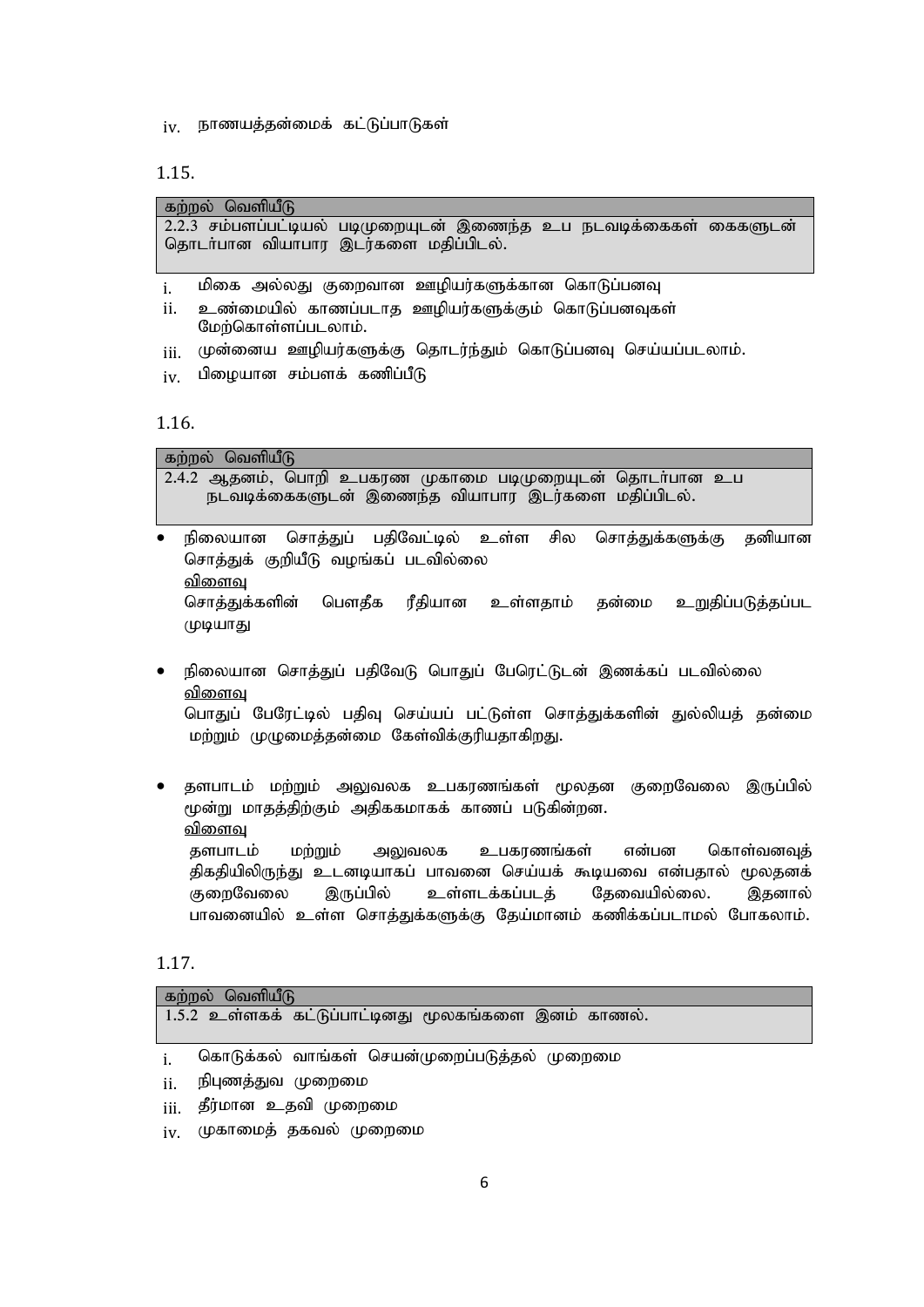iv. நாணயத்தன்மைக் கட்டுப்பாடுகள்

1.15.

| கற்றல் வெளியீடு |
| --- |
| 2.2.3 சம்பளப்பட்டியல் படிமுறையுடன் இணைந்த உப நடவடிக்கைகள் கைகளுடன் தொடர்பான வியாபார இடர்களை மதிப்பிடல். |

i. மிகை அல்லது குறைவான ஊழியர்களுக்கான கொடுப்பனவு
ii. உண்மையில் காணப்படாத ஊழியர்களுக்கும் கொடுப்பனவுகள் மேற்கொள்ளப்படலாம்.
iii. முன்னைய ஊழியர்களுக்கு தொடர்ந்தும் கொடுப்பனவு செய்யப்படலாம்.
iv. பிழையான சம்பளக் கணிப்பீடு

1.16.

| கற்றல் வெளியீடு |
| --- |
| 2.4.2 ஆதனம், பொறி உபகரண முகாமை படிமுறையுடன் தொடர்பான உப நடவடிக்கைகளுடன் இணைந்த வியாபார இடர்களை மதிப்பிடல். |

- நிலையான சொத்துப் பதிவேட்டில் உள்ள சில சொத்துக்களுக்கு தனியான சொத்துக் குறியீடு வழங்கப் படவில்லை
  <u>விளைவு</u>
  சொத்துக்களின் பௌதீக ரீதியான உள்ளதாம் தன்மை உறுதிப்படுத்தப்பட முடியாது

- நிலையான சொத்துப் பதிவேடு பொதுப் பேரெட்டுடன் இணக்கப் படவில்லை
  <u>விளைவு</u>
  பொதுப் பேரேட்டில் பதிவு செய்யப் பட்டுள்ள சொத்துக்களின் துல்லியத் தன்மை மற்றும் முழுமைத்தன்மை கேள்விக்குரியதாகிறது.

- தளபாடம் மற்றும் அலுவலக உபகரணங்கள் மூலதன குறைவேலை இருப்பில் மூன்று மாதத்திற்கும் அதிககமாகக் காணப் படுகின்றன.
  <u>விளைவு</u>
  தளபாடம் மற்றும் அலுவலக உபகரணங்கள் என்பன கொள்வனவுத் திகதியிலிருந்து உடனடியாகப் பாவனை செய்யக் கூடியவை என்பதால் மூலதனக் குறைவேலை இருப்பில் உள்ளடக்கப்படத் தேவையில்லை. இதனால் பாவனையில் உள்ள சொத்துக்களுக்கு தேய்மானம் கணிக்கப்படாமல் போகலாம்.

1.17.

| கற்றல் வெளியீடு |
| --- |
| 1.5.2 உள்ளகக் கட்டுப்பாட்டினது மூலகங்களை இனம் காணல். |

i. கொடுக்கல் வாங்கள் செயன்முறைப்படுத்தல் முறைமை
ii. நிபுணத்துவ முறைமை
iii. தீர்மான உதவி முறைமை
iv. முகாமைத் தகவல் முறைமை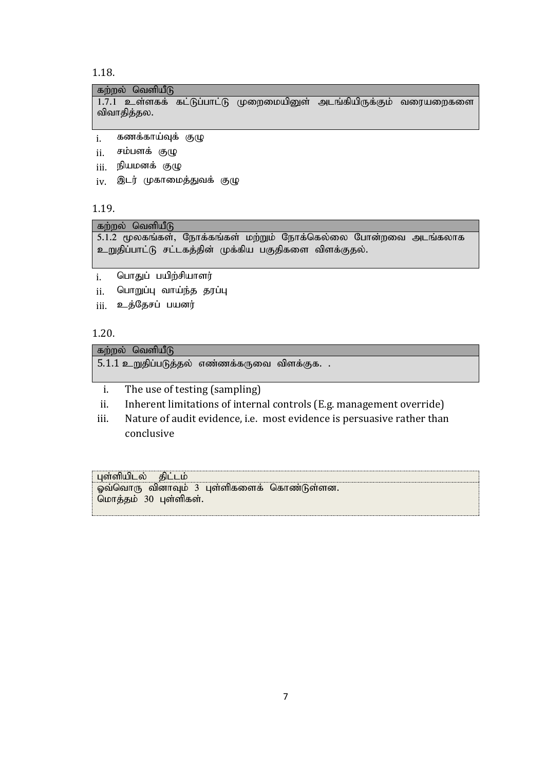1.18.

| கற்றல் வெளியீடு |
|---|
| 1.7.1 உள்ளகக் கட்டுப்பாட்டு முறைமையினுள் அடங்கியிருக்கும் வரையறைகளை விவாதித்தல். |

i. கணக்காய்வுக் குழு
ii. சம்பளக் குழு
iii. நியமனக் குழு
iv. இடர் முகாமைத்துவக் குழு

1.19.

| கற்றல் வெளியீடு |
|---|
| 5.1.2 மூலகங்கள், நோக்கங்கள் மற்றும் நோக்கெல்லை போன்றவை அடங்கலாக உறுதிப்பாட்டு சட்டகத்தின் முக்கிய பகுதிகளை விளக்குதல். |

i. பொதுப் பயிற்சியாளர்
ii. பொறுப்பு வாய்ந்த தரப்பு
iii. உத்தேசப் பயனர்

1.20.

| கற்றல் வெளியீடு |
|---|
| 5.1.1 உறுதிப்படுத்தல் எண்ணக்கருவை விளக்குக. . |

i. The use of testing (sampling)
ii. Inherent limitations of internal controls (E.g. management override)
iii. Nature of audit evidence, i.e. most evidence is persuasive rather than conclusive

| புள்ளியிடல் திட்டம் |
|---|
| ஒவ்வொரு வினாவும் 3 புள்ளிகளைக் கொண்டுள்ளன.<br>மொத்தம் 30 புள்ளிகள். |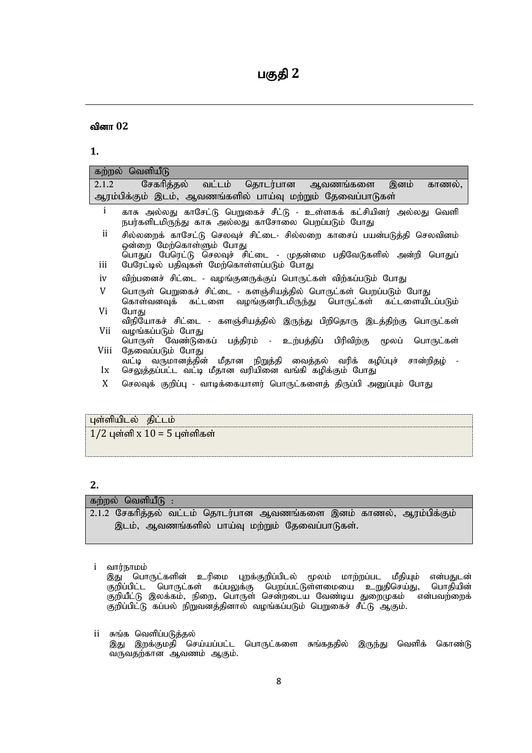# பகுதி 2

**வினா 02**

**1.**

| கற்றல் வெளியீடு |
|---|
| 2.1.2 சேகரித்தல் வட்டம் தொடர்பான ஆவணங்களை இனம் காணல், ஆரம்பிக்கும் இடம், ஆவணங்களில் பாய்வு மற்றும் தேவைப்பாடுகள் |

| | |
|---|---|
| i | காசு அல்லது காசேட்டு பெறுகைச் சீட்டு - உள்ளகக் கட்சியினர் அல்லது வெளி நபர்களிடமிருந்து காசு அல்லது காசோலை பெறப்படும் போது |
| ii | சில்லறைக் காசேட்டு செலவுச் சிட்டை- சில்லறை காசைப் பயன்படுத்தி செலவினம் ஒன்றை மேற்கொள்ளும் போது |
| iii | பொதுப் பேரெட்டு செலவுச் சிட்டை - முதன்மை பதிவேடுகளில் அன்றி பொதுப் பேரேட்டில் பதிவுகள் மேற்கொள்ளப்படும் போது |
| iv | விற்பனைச் சிட்டை - வழங்குனருக்குப் பொருட்கள் விற்கப்படும் போது |
| V | பொருள் பெறுகைச் சிட்டை - களஞ்சியத்தில் பொருட்கள் பெறப்படும் போது |
| Vi | கொள்வனவுக் கட்டளை வழங்குனரிடமிருந்து பொருட்கள் கட்டளையிடப்படும் போது |
| Vii | விநியோகச் சிட்டை - களஞ்சியத்தில் இருந்து பிறிதொரு இடத்திற்கு பொருட்கள் வழங்கப்படும் போது |
| Viii | பொருள் வேண்டுகைப் பத்திரம் - உற்பத்திப் பிரிவிற்கு மூலப் பொருட்கள் தேவைப்படும் போது |
| Ix | வட்டி வருமானத்தின் மீதான நிறுத்தி வைத்தல் வரிக் கழிப்புச் சான்றிதழ் - செலுத்தப்பட்ட வட்டி மீதான வரியினை வங்கி கழிக்கும் போது |
| X | செலவுக் குறிப்பு - வாடிக்கையாளர் பொருட்களைத் திருப்பி அனுப்பும் போது |

| புள்ளியிடல் திட்டம் |
|---|
| 1/2 புள்ளி x 10 = 5 புள்ளிகள் |

**2.**

| கற்றல் வெளியீடு : |
|---|
| 2.1.2 சேகரித்தல் வட்டம் தொடர்பான ஆவணங்களை இனம் காணல், ஆரம்பிக்கும் இடம், ஆவணங்களில் பாய்வு மற்றும் தேவைப்பாடுகள். |

i வார்நாமம்
இது பொருட்களின் உரிமை புறக்குறிப்பிடல் மூலம் மாற்றப்பட மீதியும் என்பதுடன் குறிப்பிட்ட பொருட்கள் கப்பலுக்கு பெறப்பட்டுள்ளமையை உறுதிசெய்து, பொதியின் குறியீட்டு இலக்கம், நிறை, பொருள் சென்றடைய வேண்டிய துறைமுகம் என்பவற்றைக் குறிப்பிட்டு கப்பல் நிறுவனத்தினால் வழங்கப்படும் பெறுகைச் சீட்டு ஆகும்.

ii சுங்க வெளிப்படுத்தல்
இது இறக்குமதி செய்யப்பட்ட பொருட்களை சுங்கததில் இருந்து வெளிக் கொண்டு வருவதற்கான ஆவணம் ஆகும்.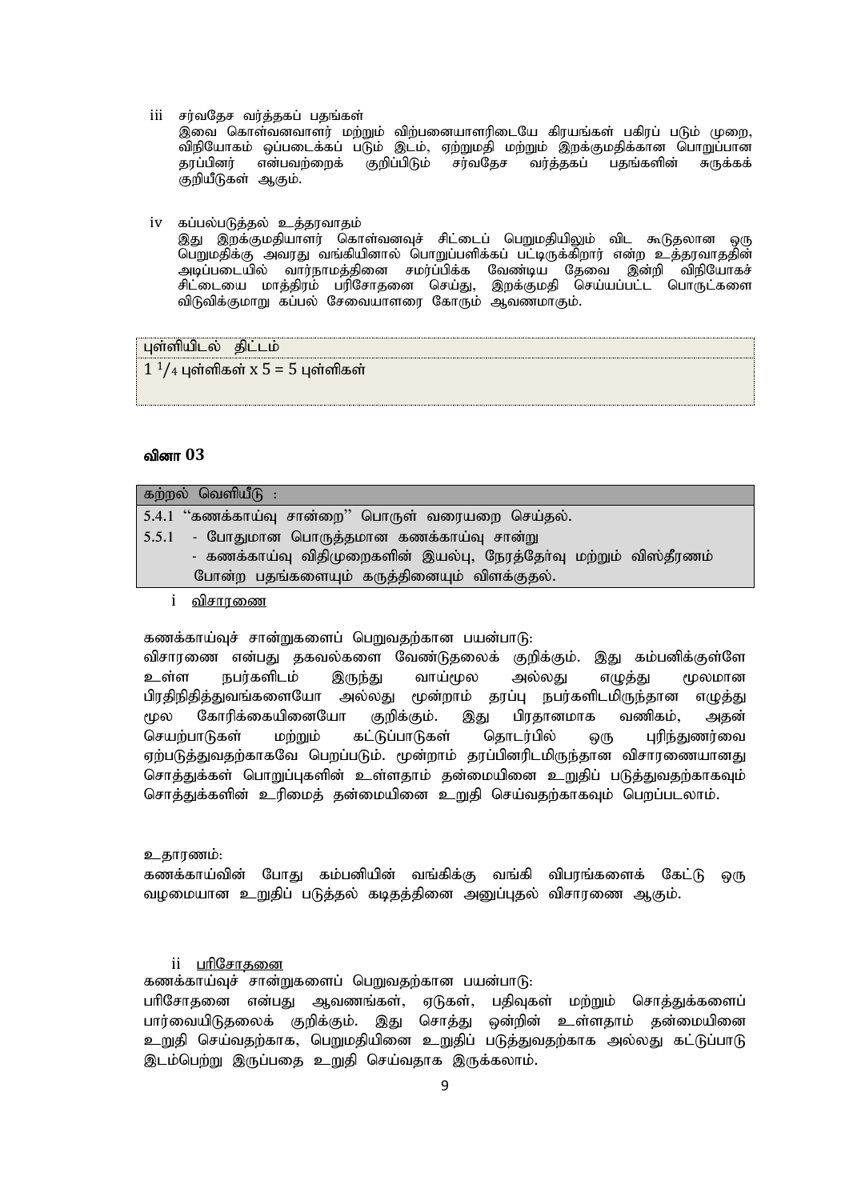iii சர்வதேச வர்த்தகப் பதங்கள்

இவை கொள்வனவாளர் மற்றும் விற்பனையாளரிடையே கிரயங்கள் பகிரப் படும் முறை, விநியோகம் ஒப்படைக்கப் படும் இடம், ஏற்றுமதி மற்றும் இறக்குமதிக்கான பொறுப்பான தரப்பினர் என்பவற்றைக் குறிப்பிடும் சர்வதேச வர்த்தகப் பதங்களின் சுருக்கக் குறியீடுகள் ஆகும்.

iv கப்பல்படுத்தல் உத்தரவாதம்

இது இறக்குமதியாளர் கொள்வனவுச் சிட்டைப் பெறுமதியிலும் விட கூடுதலான ஒரு பெறுமதிக்கு அவரது வங்கியினால் பொறுப்பளிக்கப் பட்டிருக்கிறார் என்ற உத்தரவாதத்தின் அடிப்படையில் வார்நாமத்தினை சமர்ப்பிக்க வேண்டிய தேவை இன்றி விநியோகச் சிட்டையை மாத்திரம் பரிசோதனை செய்து, இறக்குமதி செய்யப்பட்ட பொருட்களை விடுவிக்குமாறு கப்பல் சேவையாளரை கோரும் ஆவணமாகும்.

| புள்ளியிடல் திட்டம் |
|---|
| $1\ ^{1}/_{4}$ புள்ளிகள் x 5 = 5 புள்ளிகள் |

### வினா 03

| கற்றல் வெளியீடு : |
|---|
| 5.4.1 ‘‘கணக்காய்வு சான்றை’’ பொருள் வரையறை செய்தல். |
| 5.5.1 - போதுமான பொருத்தமான கணக்காய்வு சான்று<br>- கணக்காய்வு விதிமுறைகளின் இயல்பு, நேரத்தேர்வு மற்றும் விஸ்தீரணம் போன்ற பதங்களையும் கருத்தினையும் விளக்குதல். |

i <u>விசாரணை</u>

கணக்காய்வுச் சான்றுகளைப் பெறுவதற்கான பயன்பாடு:

விசாரணை என்பது தகவல்களை வேண்டுதலைக் குறிக்கும். இது கம்பனிக்குள்ளே உள்ள நபர்களிடம் இருந்து வாய்மூல அல்லது எழுத்து மூலமான பிரதிநிதித்துவங்களையோ அல்லது மூன்றாம் தரப்பு நபர்களிடமிருந்தான எழுத்து மூல கோரிக்கையினையோ குறிக்கும். இது பிரதானமாக வணிகம், அதன் செயற்பாடுகள் மற்றும் கட்டுப்பாடுகள் தொடர்பில் ஒரு புரிந்துணர்வை ஏற்படுத்துவதற்காகவே பெறப்படும். மூன்றாம் தரப்பினரிடமிருந்தான விசாரணையானது சொத்துக்கள் பொறுப்புகளின் உள்ளதாம் தன்மையினை உறுதிப் படுத்துவதற்காகவும் சொத்துக்களின் உரிமைத் தன்மையினை உறுதி செய்வதற்காகவும் பெறப்படலாம்.

உதாரணம்:

கணக்காய்வின் போது கம்பனியின் வங்கிக்கு வங்கி விபரங்களைக் கேட்டு ஒரு வழமையான உறுதிப் படுத்தல் கடிதத்தினை அனுப்புதல் விசாரணை ஆகும்.

ii <u>பரிசோதனை</u>

கணக்காய்வுச் சான்றுகளைப் பெறுவதற்கான பயன்பாடு:

பரிசோதனை என்பது ஆவணங்கள், ஏடுகள், பதிவுகள் மற்றும் சொத்துக்களைப் பார்வையிடுதலைக் குறிக்கும். இது சொத்து ஒன்றின் உள்ளதாம் தன்மையினை உறுதி செய்வதற்காக, பெறுமதியினை உறுதிப் படுத்துவதற்காக அல்லது கட்டுப்பாடு இடம்பெற்று இருப்பதை உறுதி செய்வதாக இருக்கலாம்.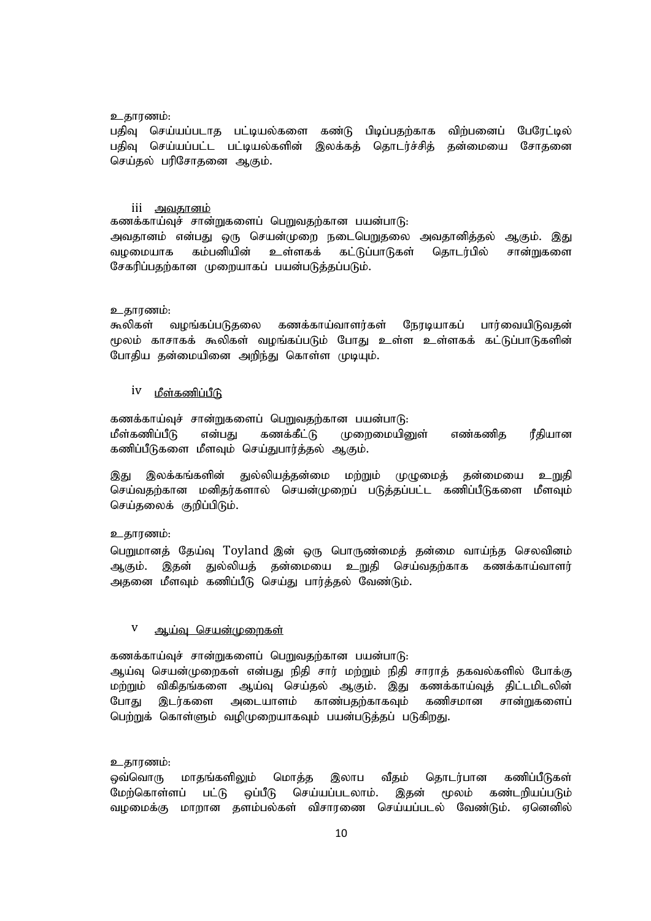உதாரணம்:

பதிவு செய்யப்படாத பட்டியல்களை கண்டு பிடிப்பதற்காக விற்பனைப் பேரேட்டில் பதிவு செய்யப்பட்ட பட்டியல்களின் இலக்கத் தொடர்ச்சித் தன்மையை சோதனை செய்தல் பரிசோதனை ஆகும்.

iii <u>அவதானம்</u>

கணக்காய்வுச் சான்றுகளைப் பெறுவதற்கான பயன்பாடு:

அவதானம் என்பது ஒரு செயன்முறை நடைபெறுதலை அவதானித்தல் ஆகும். இது வழமையாக கம்பனியின் உள்ளகக் கட்டுப்பாடுகள் தொடர்பில் சான்றுகளை சேகரிப்பதற்கான முறையாகப் பயன்படுத்தப்படும்.

உதாரணம்:

கூலிகள் வழங்கப்படுதலை கணக்காய்வாளர்கள் நேரடியாகப் பார்வையிடுவதன் மூலம் காசாகக் கூலிகள் வழங்கப்படும் போது உள்ள உள்ளகக் கட்டுப்பாடுகளின் போதிய தன்மையினை அறிந்து கொள்ள முடியும்.

iv <u>மீள்கணிப்பீடு</u>

கணக்காய்வுச் சான்றுகளைப் பெறுவதற்கான பயன்பாடு:

மீள்கணிப்பீடு என்பது கணக்கீட்டு முறைமையினுள் எண்கணித ரீதியான கணிப்பீடுகளை மீளவும் செய்துபார்த்தல் ஆகும்.

இது இலக்கங்களின் துல்லியத்தன்மை மற்றும் முழுமைத் தன்மையை உறுதி செய்வதற்கான மனிதர்களால் செயன்முறைப் படுத்தப்பட்ட கணிப்பீடுகளை மீளவும் செய்தலைக் குறிப்பிடும்.

உதாரணம்:

பெறுமானத் தேய்வு Toyland இன் ஒரு பொருண்மைத் தன்மை வாய்ந்த செலவினம் ஆகும். இதன் துல்லியத் தன்மையை உறுதி செய்வதற்காக கணக்காய்வாளர் அதனை மீளவும் கணிப்பீடு செய்து பார்த்தல் வேண்டும்.

v <u>ஆய்வு செயன்முறைகள்</u>

கணக்காய்வுச் சான்றுகளைப் பெறுவதற்கான பயன்பாடு:

ஆய்வு செயன்முறைகள் என்பது நிதி சார் மற்றும் நிதி சாராத் தகவல்களில் போக்கு மற்றும் விகிதங்களை ஆய்வு செய்தல் ஆகும். இது கணக்காய்வுத் திட்டமிடலின் போது இடர்களை அடையாளம் காண்பதற்காகவும் கணிசமான சான்றுகளைப் பெற்றுக் கொள்ளும் வழிமுறையாகவும் பயன்படுத்தப் படுகிறது.

உதாரணம்:

ஒவ்வொரு மாதங்களிலும் மொத்த இலாப வீதம் தொடர்பான கணிப்பீடுகள் மேற்கொள்ளப் பட்டு ஒப்பீடு செய்யப்படலாம். இதன் மூலம் கண்டறியப்படும் வழமைக்கு மாறான தளம்பல்கள் விசாரணை செய்யப்படல் வேண்டும். ஏனெனில்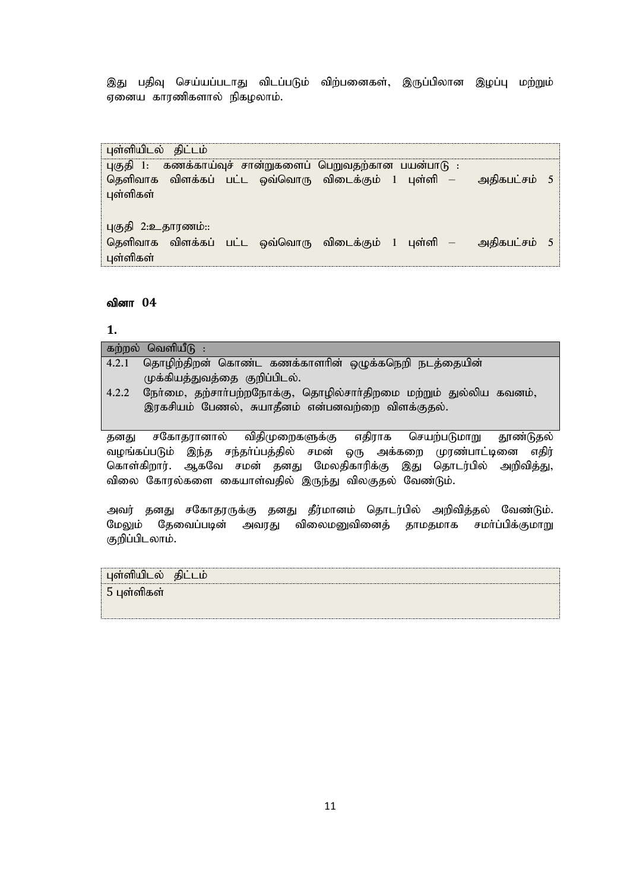இது பதிவு செய்யப்படாது விடப்படும் விற்பனைகள், இருப்பிலான இழப்பு மற்றும் ஏனைய காரணிகளால் நிகழலாம்.

| புள்ளியிடல் திட்டம் |
|---|
| புகுதி 1: கணக்காய்வுச் சான்றுகளைப் பெறுவதற்கான பயன்பாடு :<br>தெளிவாக விளக்கப் பட்ட ஒவ்வொரு விடைக்கும் 1 புள்ளி – அதிகபட்சம் 5 புள்ளிகள்<br><br>புகுதி 2:உதாரணம்::<br>தெளிவாக விளக்கப் பட்ட ஒவ்வொரு விடைக்கும் 1 புள்ளி – அதிகபட்சம் 5 புள்ளிகள் |

## வினா 04

**1.**

| கற்றல் வெளியீடு : |
|---|
| 4.2.1 தொழிற்திறன் கொண்ட கணக்காளரின் ஒழுக்கநெறி நடத்தையின் முக்கியத்துவத்தை குறிப்பிடல். |
| 4.2.2 நேர்மை, தற்சார்பற்றநோக்கு, தொழில்சார்திறமை மற்றும் துல்லிய கவனம், இரகசியம் பேணல், சுயாதீனம் என்பனவற்றை விளக்குதல். |

தனது சகோதரானால் விதிமுறைகளுக்கு எதிராக செயற்படுமாறு தூண்டுதல் வழங்கப்படும் இந்த சந்தர்ப்பத்தில் சமன் ஒரு அக்கறை முரண்பாட்டினை எதிர் கொள்கிறார். ஆகவே சமன் தனது மேலதிகாரிக்கு இது தொடர்பில் அறிவித்து, விலை கோரல்களை கையாள்வதில் இருந்து விலகுதல் வேண்டும்.

அவர் தனது சகோதரருக்கு தனது தீர்மானம் தொடர்பில் அறிவித்தல் வேண்டும். மேலும் தேவைப்படின் அவரது விலைமனுவினைத் தாமதமாக சமர்ப்பிக்குமாறு குறிப்பிடலாம்.

| புள்ளியிடல் திட்டம் |
|---|
| 5 புள்ளிகள் |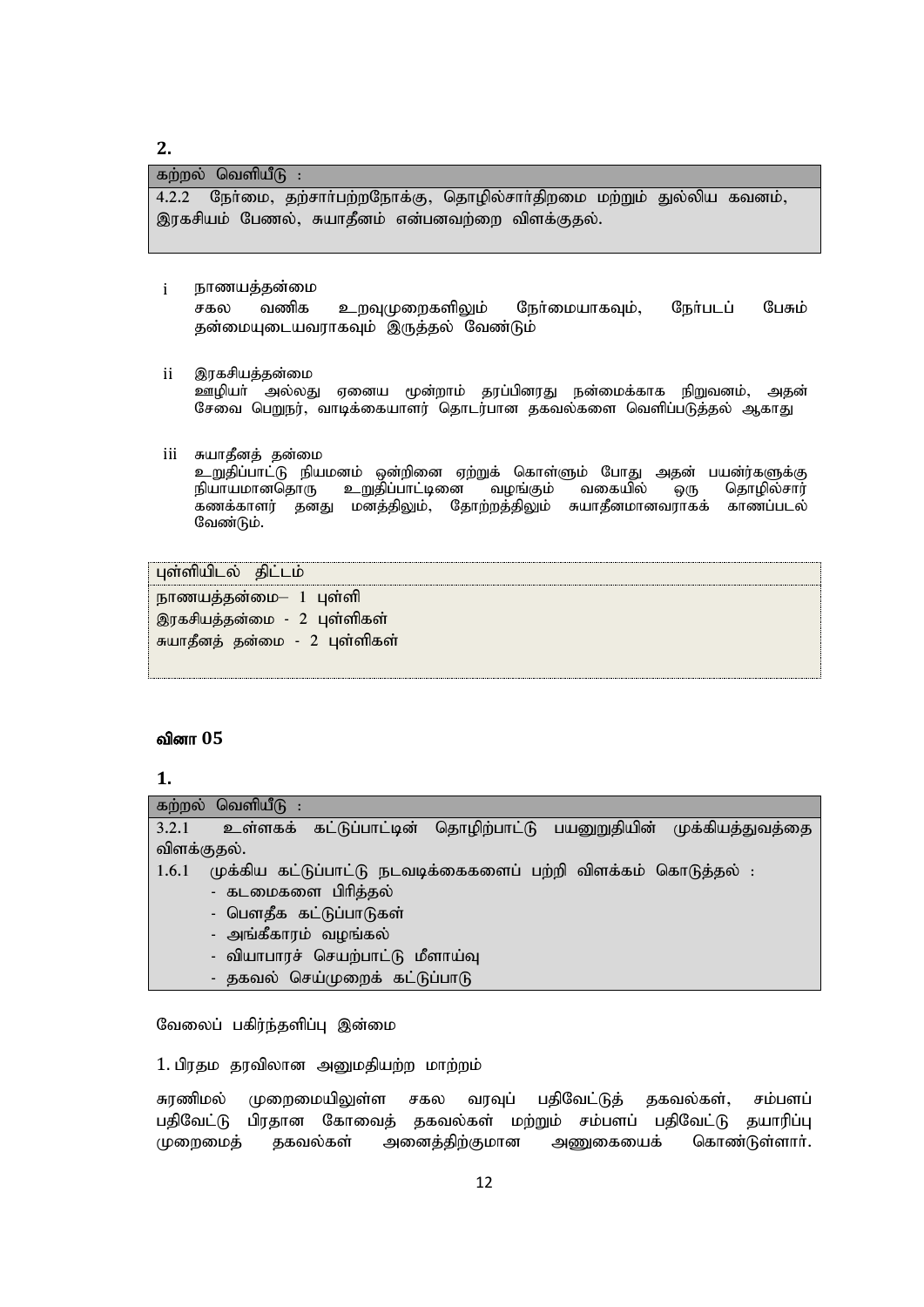**2.**

| கற்றல் வெளியீடு : |
|---|
| 4.2.2 நேர்மை, தற்சார்பற்றநோக்கு, தொழில்சார்திறமை மற்றும் துல்லிய கவனம், இரகசியம் பேணல், சுயாதீனம் என்பனவற்றை விளக்குதல். |

i நாணயத்தன்மை
சகல வணிக உறவுமுறைகளிலும் நேர்மையாகவும், நேர்படப் பேசும் தன்மையுடையவராகவும் இருத்தல் வேண்டும்

ii இரகசியத்தன்மை
ஊழியர் அல்லது ஏனைய மூன்றாம் தரப்பினரது நன்மைக்காக நிறுவனம், அதன் சேவை பெறுநர், வாடிக்கையாளர் தொடர்பான தகவல்களை வெளிப்படுத்தல் ஆகாது

iii சுயாதீனத் தன்மை
உறுதிப்பாட்டு நியமனம் ஒன்றினை ஏற்றுக் கொள்ளும் போது அதன் பயன்ர்களுக்கு நியாயமானதொரு உறுதிப்பாட்டினை வழங்கும் வகையில் ஒரு தொழில்சார் கணக்காளர் தனது மனத்திலும், தோற்றத்திலும் சுயாதீனமானவராகக் காணப்படல் வேண்டும்.

| புள்ளியிடல் திட்டம் |
|---|
| நாணயத்தன்மை– 1 புள்ளி<br>இரகசியத்தன்மை - 2 புள்ளிகள்<br>சுயாதீனத் தன்மை - 2 புள்ளிகள் |

## வினா 05

**1.**

| கற்றல் வெளியீடு : |
|---|
| 3.2.1 உள்ளகக் கட்டுப்பாட்டின் தொழிற்பாட்டு பயனுறுதியின் முக்கியத்துவத்தை விளக்குதல்.<br>1.6.1 முக்கிய கட்டுப்பாட்டு நடவடிக்கைகளைப் பற்றி விளக்கம் கொடுத்தல் :<br>- கடமைகளை பிரித்தல்<br>- பௌதீக கட்டுப்பாடுகள்<br>- அங்கீகாரம் வழங்கல்<br>- வியாபாரச் செயற்பாட்டு மீளாய்வு<br>- தகவல் செய்முறைக் கட்டுப்பாடு |

வேலைப் பகிர்ந்தளிப்பு இன்மை

1. பிரதம தரவிலான அனுமதியற்ற மாற்றம்

சுரணிமல் முறைமையிலுள்ள சகல வரவுப் பதிவேட்டுத் தகவல்கள், சம்பளப் பதிவேட்டு பிரதான கோவைத் தகவல்கள் மற்றும் சம்பளப் பதிவேட்டு தயாரிப்பு முறைமைத் தகவல்கள் அனைத்திற்குமான அணுகையைக் கொண்டுள்ளார்.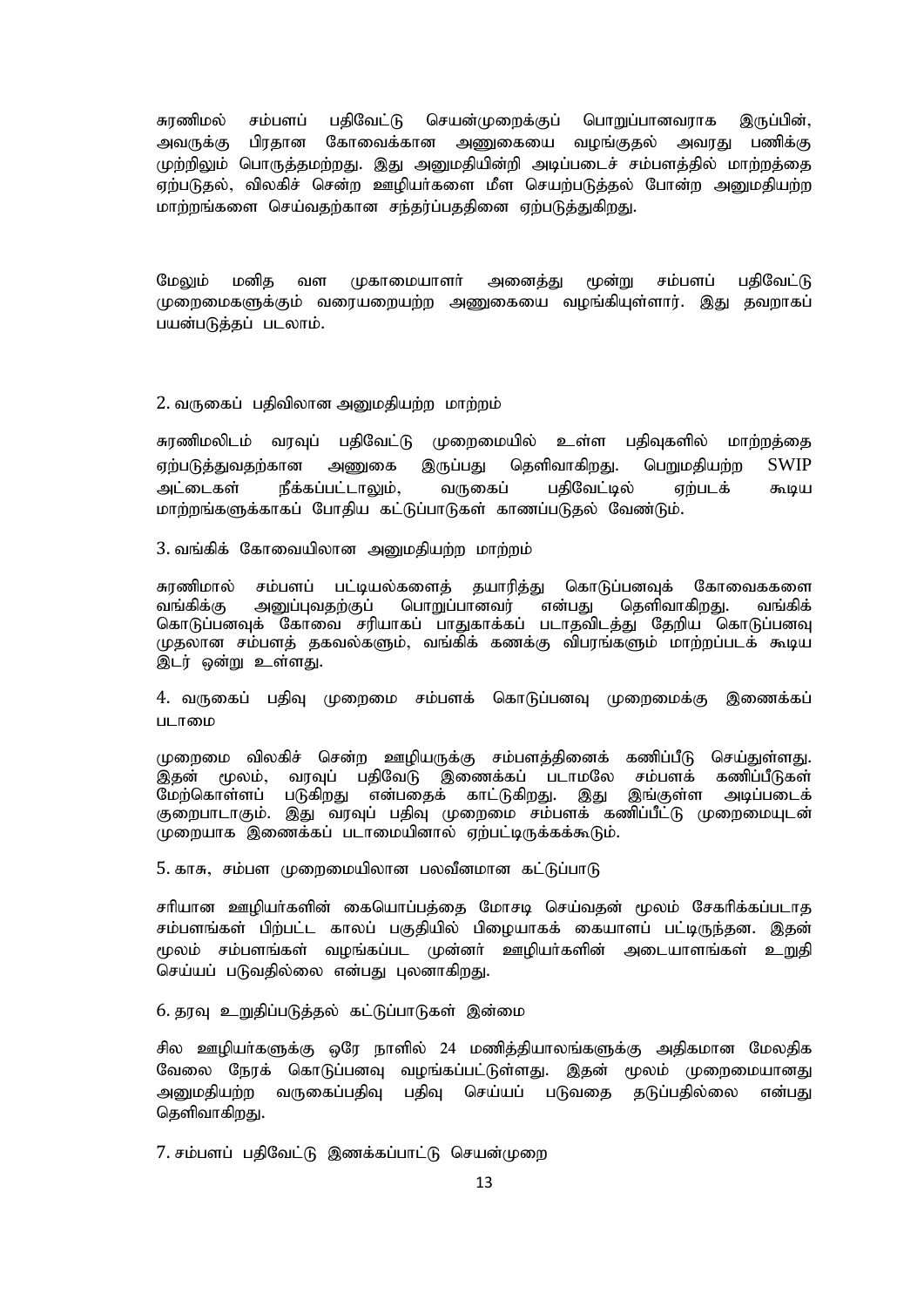சுரணிமல் சம்பளப் பதிவேட்டு செயன்முறைக்குப் பொறுப்பானவராக இருப்பின், அவருக்கு பிரதான கோவைக்கான அணுகையை வழங்குதல் அவரது பணிக்கு முற்றிலும் பொருத்தமற்றது. இது அனுமதியின்றி அடிப்படைச் சம்பளத்தில் மாற்றத்தை ஏற்படுதல், விலகிச் சென்ற ஊழியர்களை மீள செயற்படுத்தல் போன்ற அனுமதியற்ற மாற்றங்களை செய்வதற்கான சந்தர்ப்பததினை ஏற்படுத்துகிறது.

மேலும் மனித வள முகாமையாளர் அனைத்து மூன்று சம்பளப் பதிவேட்டு முறைமைகளுக்கும் வரையறையற்ற அணுகையை வழங்கியுள்ளார். இது தவறாகப் பயன்படுத்தப் படலாம்.

2. வருகைப் பதிவிலான அனுமதியற்ற மாற்றம்

சுரணிமலிடம் வரவுப் பதிவேட்டு முறைமையில் உள்ள பதிவுகளில் மாற்றத்தை ஏற்படுத்துவதற்கான அணுகை இருப்பது தெளிவாகிறது. பெறுமதியற்ற SWIP அட்டைகள் நீக்கப்பட்டாலும், வருகைப் பதிவேட்டில் ஏற்படக் கூடிய மாற்றங்களுக்காகப் போதிய கட்டுப்பாடுகள் காணப்படுதல் வேண்டும்.

3. வங்கிக் கோவையிலான அனுமதியற்ற மாற்றம்

சுரணிமால் சம்பளப் பட்டியல்களைத் தயாரித்து கொடுப்பனவுக் கோவைககளை வங்கிக்கு அனுப்புவதற்குப் பொறுப்பானவர் என்பது தெளிவாகிறது. வங்கிக் கொடுப்பனவுக் கோவை சரியாகப் பாதுகாக்கப் படாதவிடத்து தேறிய கொடுப்பனவு முதலான சம்பளத் தகவல்களும், வங்கிக் கணக்கு விபரங்களும் மாற்றப்படக் கூடிய இடர் ஒன்று உள்ளது.

4. வருகைப் பதிவு முறைமை சம்பளக் கொடுப்பனவு முறைமைக்கு இணைக்கப் படாமை

முறைமை விலகிச் சென்ற ஊழியருக்கு சம்பளத்தினைக் கணிப்பீடு செய்துள்ளது. இதன் மூலம், வரவுப் பதிவேடு இணைக்கப் படாமலே சம்பளக் கணிப்பீடுகள் மேற்கொள்ளப் படுகிறது என்பதைக் காட்டுகிறது. இது இங்குள்ள அடிப்படைக் குறைபாடாகும். இது வரவுப் பதிவு முறைமை சம்பளக் கணிப்பீட்டு முறைமையுடன் முறையாக இணைக்கப் படாமையினால் ஏற்பட்டிருக்கக்கூடும்.

5. காசு, சம்பள முறைமையிலான பலவீனமான கட்டுப்பாடு

சரியான ஊழியர்களின் கையொப்பத்தை மோசடி செய்வதன் மூலம் சேகரிக்கப்படாத சம்பளங்கள் பிற்பட்ட காலப் பகுதியில் பிழையாகக் கையாளப் பட்டிருந்தன. இதன் மூலம் சம்பளங்கள் வழங்கப்பட முன்னர் ஊழியர்களின் அடையாளங்கள் உறுதி செய்யப் படுவதில்லை என்பது புலனாகிறது.

6. தரவு உறுதிப்படுத்தல் கட்டுப்பாடுகள் இன்மை

சில ஊழியர்களுக்கு ஒரே நாளில் 24 மணித்தியாலங்களுக்கு அதிகமான மேலதிக வேலை நேரக் கொடுப்பனவு வழங்கப்பட்டுள்ளது. இதன் மூலம் முறைமையானது அனுமதியற்ற வருகைப்பதிவு பதிவு செய்யப் படுவதை தடுப்பதில்லை என்பது தெளிவாகிறது.

7. சம்பளப் பதிவேட்டு இணக்கப்பாட்டு செயன்முறை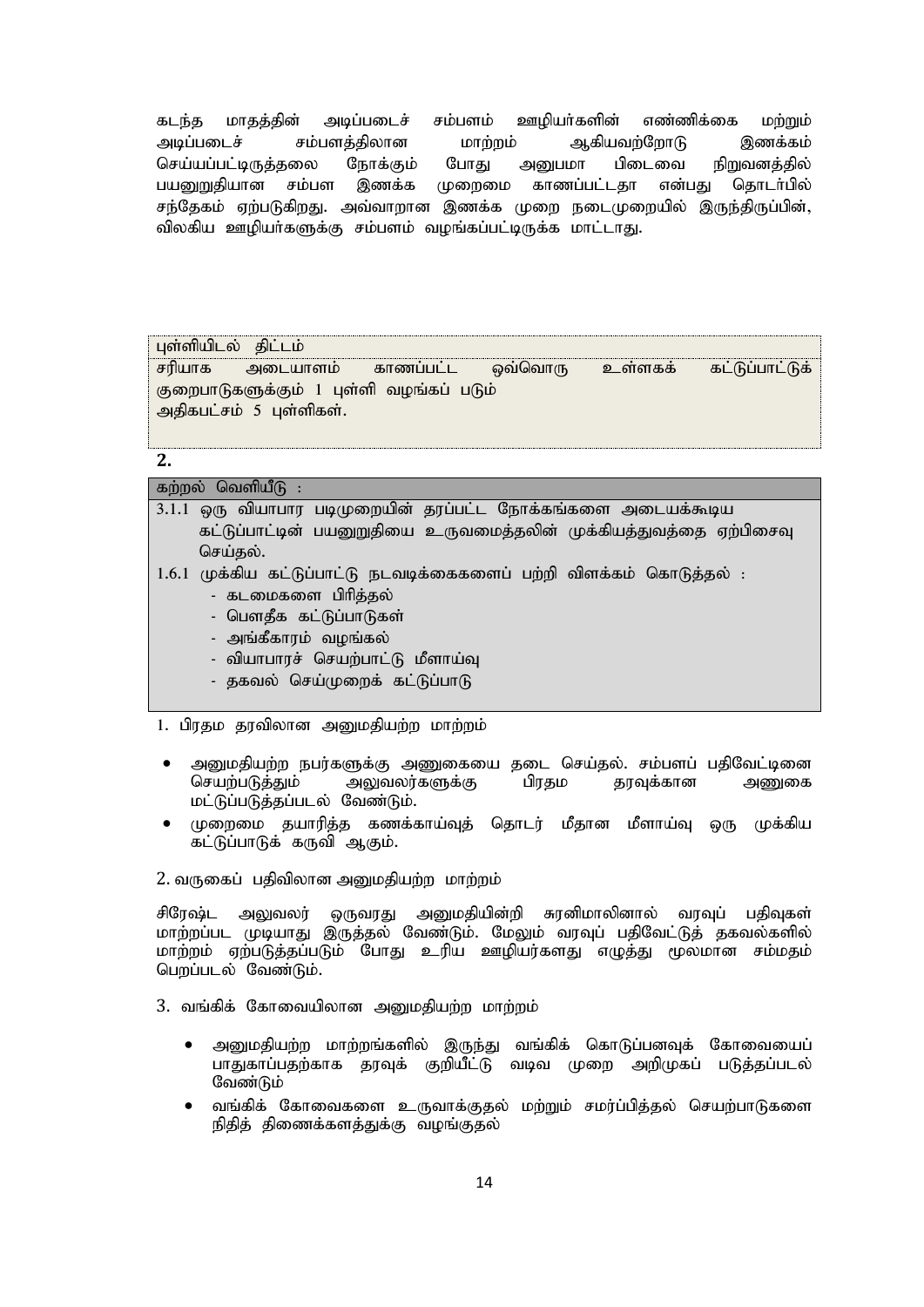கடந்த மாதத்தின் அடிப்படைச் சம்பளம் ஊழியர்களின் எண்ணிக்கை மற்றும் அடிப்படைச் சம்பளத்திலான மாற்றம் ஆகியவற்றோடு இணக்கம் செய்யப்பட்டிருத்தலை நோக்கும் போது அனுபமா பிடைவை நிறுவனத்தில் பயனுறுதியான சம்பள இணக்க முறைமை காணப்பட்டதா என்பது தொடர்பில் சந்தேகம் ஏற்படுகிறது. அவ்வாறான இணக்க முறை நடைமுறையில் இருந்திருப்பின், விலகிய ஊழியர்களுக்கு சம்பளம் வழங்கப்பட்டிருக்க மாட்டாது.

| புள்ளியிடல் திட்டம் |
|---|
| சரியாக அடையாளம் காணப்பட்ட ஒவ்வொரு உள்ளகக் கட்டுப்பாட்டுக் குறைபாடுகளுக்கும் 1 புள்ளி வழங்கப் படும்<br>அதிகபட்சம் 5 புள்ளிகள். |

**2.**

| கற்றல் வெளியீடு : |
|---|
| 3.1.1 ஒரு வியாபார படிமுறையின் தரப்பட்ட நோக்கங்களை அடையக்கூடிய கட்டுப்பாட்டின் பயனுறுதியை உருவமைத்தலின் முக்கியத்துவத்தை ஏற்பிசைவு செய்தல்.<br>1.6.1 முக்கிய கட்டுப்பாட்டு நடவடிக்கைகளைப் பற்றி விளக்கம் கொடுத்தல் :<br>- கடமைகளை பிரித்தல்<br>- பௌதீக கட்டுப்பாடுகள்<br>- அங்கீகாரம் வழங்கல்<br>- வியாபாரச் செயற்பாட்டு மீளாய்வு<br>- தகவல் செய்முறைக் கட்டுப்பாடு |

1. பிரதம தரவிலான அனுமதியற்ற மாற்றம்

- அனுமதியற்ற நபர்களுக்கு அணுகையை தடை செய்தல். சம்பளப் பதிவேட்டினை செயற்படுத்தும் அலுவலர்களுக்கு பிரதம தரவுக்கான அணுகை மட்டுப்படுத்தப்படல் வேண்டும்.
- முறைமை தயாரித்த கணக்காய்வுத் தொடர் மீதான மீளாய்வு ஒரு முக்கிய கட்டுப்பாடுக் கருவி ஆகும்.

2. வருகைப் பதிவிலான அனுமதியற்ற மாற்றம்

சிரேஷ்ட அலுவலர் ஒருவரது அனுமதியின்றி சுரனிமாலினால் வரவுப் பதிவுகள் மாற்றப்பட முடியாது இருத்தல் வேண்டும். மேலும் வரவுப் பதிவேட்டுத் தகவல்களில் மாற்றம் ஏற்படுத்தப்படும் போது உரிய ஊழியர்களது எழுத்து மூலமான சம்மதம் பெறப்படல் வேண்டும்.

3. வங்கிக் கோவையிலான அனுமதியற்ற மாற்றம்

- அனுமதியற்ற மாற்றங்களில் இருந்து வங்கிக் கொடுப்பனவுக் கோவையைப் பாதுகாப்பதற்காக தரவுக் குறியீட்டு வடிவ முறை அறிமுகப் படுத்தப்படல் வேண்டும்
- வங்கிக் கோவைகளை உருவாக்குதல் மற்றும் சமர்ப்பித்தல் செயற்பாடுகளை நிதித் திணைக்களத்துக்கு வழங்குதல்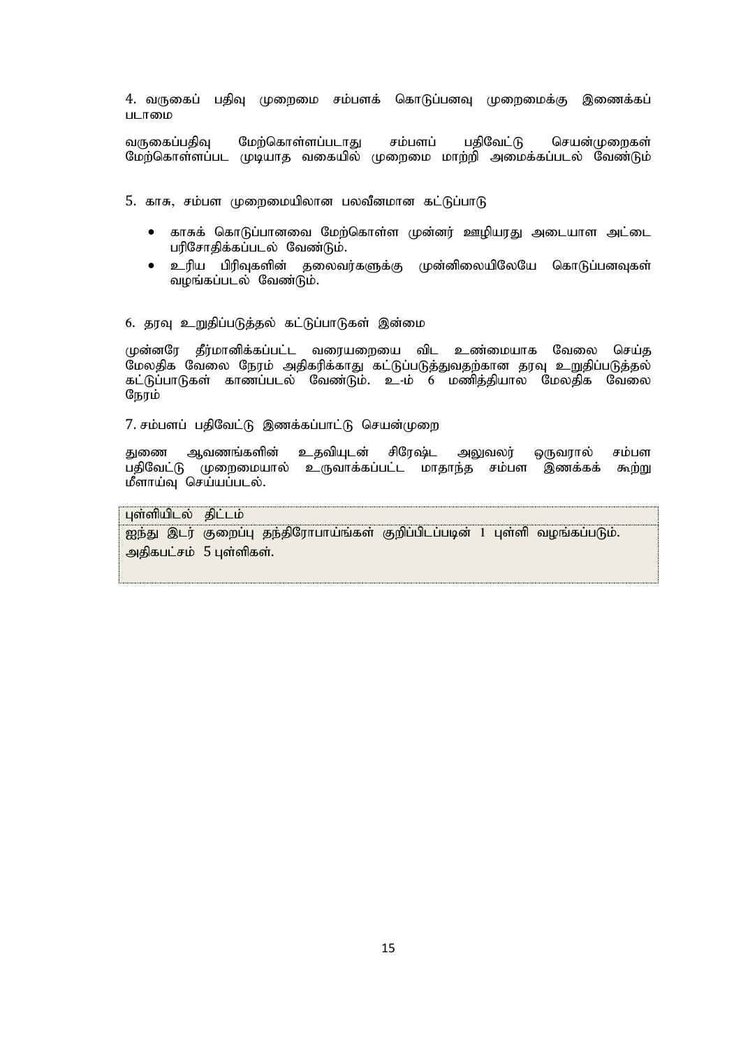4. வருகைப் பதிவு முறைமை சம்பளக் கொடுப்பனவு முறைமைக்கு இணைக்கப் படாமை

வருகைப்பதிவு மேற்கொள்ளப்படாது சம்பளப் பதிவேட்டு செயன்முறைகள் மேற்கொள்ளப்பட முடியாத வகையில் முறைமை மாற்றி அமைக்கப்படல் வேண்டும்

5. காசு, சம்பள முறைமையிலான பலவீனமான கட்டுப்பாடு

- காசுக் கொடுப்பானவை மேற்கொள்ள முன்னர் ஊழியரது அடையாள அட்டை பரிசோதிக்கப்படல் வேண்டும்.
- உரிய பிரிவுகளின் தலைவர்களுக்கு முன்னிலையிலேயே கொடுப்பனவுகள் வழங்கப்படல் வேண்டும்.

6. தரவு உறுதிப்படுத்தல் கட்டுப்பாடுகள் இன்மை

முன்னரே தீர்மானிக்கப்பட்ட வரையறையை விட உண்மையாக வேலை செய்த மேலதிக வேலை நேரம் அதிகரிக்காது கட்டுப்படுத்துவதற்கான தரவு உறுதிப்படுத்தல் கட்டுப்பாடுகள் காணப்படல் வேண்டும். உ-ம் 6 மணித்தியால மேலதிக வேலை நேரம்

7. சம்பளப் பதிவேட்டு இணக்கப்பாட்டு செயன்முறை

துணை ஆவணங்களின் உதவியுடன் சிரேஷ்ட அலுவலர் ஒருவரால் சம்பள பதிவேட்டு முறைமையால் உருவாக்கப்பட்ட மாதாந்த சம்பள இணக்கக் கூற்று மீளாய்வு செய்யப்படல்.

| புள்ளியிடல் திட்டம் |
|---|
| ஐந்து இடர் குறைப்பு தந்திரோபாயங்கள் குறிப்பிடப்படின் 1 புள்ளி வழங்கப்படும். அதிகபட்சம் 5 புள்ளிகள். |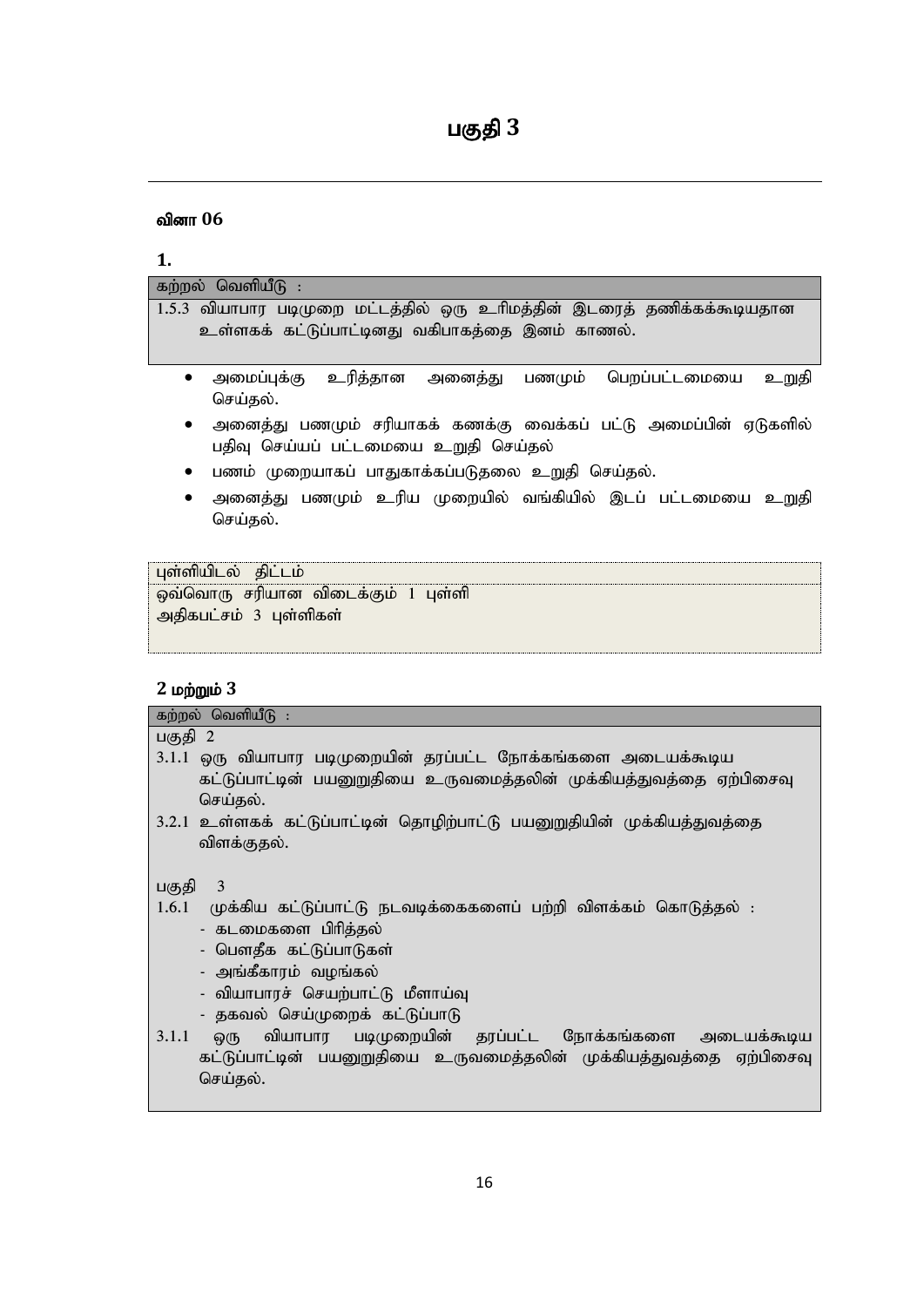# பகுதி 3

### வினா 06

**1.**

| கற்றல் வெளியீடு : |
| --- |
| 1.5.3 வியாபார படிமுறை மட்டத்தில் ஒரு உரிமத்தின் இடரைத் தணிக்கக்கூடியதான உள்ளகக் கட்டுப்பாட்டினது வகிபாகத்தை இனம் காணல். |

- அமைப்புக்கு உரித்தான அனைத்து பணமும் பெறப்பட்டமையை உறுதி செய்தல்.
- அனைத்து பணமும் சரியாகக் கணக்கு வைக்கப் பட்டு அமைப்பின் ஏடுகளில் பதிவு செய்யப் பட்டமையை உறுதி செய்தல்
- பணம் முறையாகப் பாதுகாக்கப்படுதலை உறுதி செய்தல்.
- அனைத்து பணமும் உரிய முறையில் வங்கியில் இடப் பட்டமையை உறுதி செய்தல்.

| புள்ளியிடல் திட்டம் |
| --- |
| ஒவ்வொரு சரியான விடைக்கும் 1 புள்ளி<br>அதிகபட்சம் 3 புள்ளிகள் |

**2 மற்றும் 3**

| கற்றல் வெளியீடு : |
| --- |
| பகுதி 2<br>3.1.1 ஒரு வியாபார படிமுறையின் தரப்பட்ட நோக்கங்களை அடையக்கூடிய கட்டுப்பாட்டின் பயனுறுதியை உருவமைத்தலின் முக்கியத்துவத்தை ஏற்பிசைவு செய்தல்.<br>3.2.1 உள்ளகக் கட்டுப்பாட்டின் தொழிற்பாட்டு பயனுறுதியின் முக்கியத்துவத்தை விளக்குதல்.<br><br>பகுதி 3<br>1.6.1 முக்கிய கட்டுப்பாட்டு நடவடிக்கைகளைப் பற்றி விளக்கம் கொடுத்தல் :<br>- கடமைகளை பிரித்தல்<br>- பௌதீக கட்டுப்பாடுகள்<br>- அங்கீகாரம் வழங்கல்<br>- வியாபாரச் செயற்பாட்டு மீளாய்வு<br>- தகவல் செய்முறைக் கட்டுப்பாடு<br>3.1.1 ஒரு வியாபார படிமுறையின் தரப்பட்ட நோக்கங்களை அடையக்கூடிய கட்டுப்பாட்டின் பயனுறுதியை உருவமைத்தலின் முக்கியத்துவத்தை ஏற்பிசைவு செய்தல். |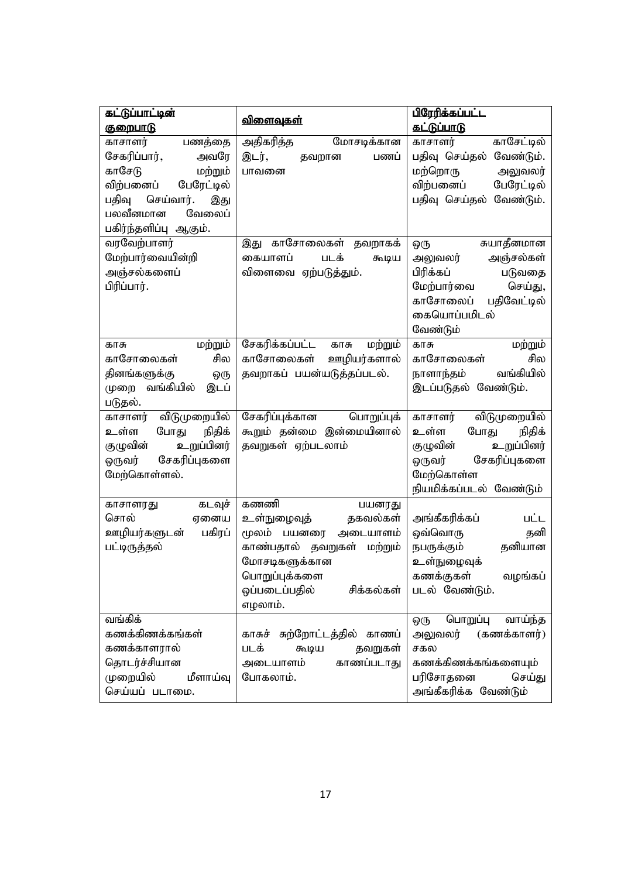| **கட்டுப்பாட்டின் குறைபாடு** | **விளைவுகள்** | **பிரேரிக்கப்பட்ட கட்டுப்பாடு** |
|---|---|---|
| காசாளர் பணத்தை சேகரிப்பார், அவரே காசேடு மற்றும் விற்பனைப் பேரேட்டில் பதிவு செய்வார். இது பலவீனமான வேலைப் பகிர்ந்தளிப்பு ஆகும். | அதிகரித்த மோசடிக்கான இடர், தவறான பணப் பாவனை | காசாளர் காசேட்டில் பதிவு செய்தல் வேண்டும். மற்றொரு அலுவலர் விற்பனைப் பேரேட்டில் பதிவு செய்தல் வேண்டும். |
| வரவேற்பாளர் மேற்பார்வையின்றி அஞ்சல்களைப் பிரிப்பார். | இது காசோலைகள் தவறாகக் கையாளப் படக் கூடிய விளைவை ஏற்படுத்தும். | ஒரு சுயாதீனமான அலுவலர் அஞ்சல்கள் பிரிக்கப் படுவதை மேற்பார்வை செய்து, காசோலைப் பதிவேட்டில் கையொப்பமிடல் வேண்டும் |
| காசு மற்றும் காசோலைகள் சில தினங்களுக்கு ஒரு முறை வங்கியில் இடப் படுதல். | சேகரிக்கப்பட்ட காசு மற்றும் காசோலைகள் ஊழியர்களால் தவறாகப் பயன்படுத்தப்படல். | காசு மற்றும் காசோலைகள் சில நாளாந்தம் வங்கியில் இடப்படுதல் வேண்டும். |
| காசாளர் விடுமுறையில் உள்ள போது நிதிக் குழுவின் உறுப்பினர் ஒருவர் சேகரிப்புகளை மேற்கொள்ளல். | சேகரிப்புக்கான பொறுப்புக் கூறும் தன்மை இன்மையினால் தவறுகள் ஏற்படலாம் | காசாளர் விடுமுறையில் உள்ள போது நிதிக் குழுவின் உறுப்பினர் ஒருவர் சேகரிப்புகளை மேற்கொள்ள நியமிக்கப்படல் வேண்டும் |
| காசாளரது கடவுச் சொல் ஏனைய ஊழியர்களுடன் பகிரப் பட்டிருத்தல் | கணணி பயனரது உள்நுழைவுத் தகவல்கள் மூலம் பயனரை அடையாளம் காண்பதால் தவறுகள் மற்றும் மோசடிகளுக்கான பொறுப்புக்களை ஒப்படைப்பதில் சிக்கல்கள் எழலாம். | அங்கீகரிக்கப் பட்ட ஒவ்வொரு தனி நபருக்கும் தனியான உள்நுழைவுக் கணக்குகள் வழங்கப் படல் வேண்டும். |
| வங்கிக் கணக்கிணக்கங்கள் கணக்காளரால் தொடர்ச்சியான முறையில் மீளாய்வு செய்யப் படாமை. | காசுச் சுற்றோட்டத்தில் காணப் படக் கூடிய தவறுகள் அடையாளம் காணப்படாது போகலாம். | ஒரு பொறுப்பு வாய்ந்த அலுவலர் (கணக்காளர்) சகல கணக்கிணக்கங்களையும் பரிசோதனை செய்து அங்கீகரிக்க வேண்டும் |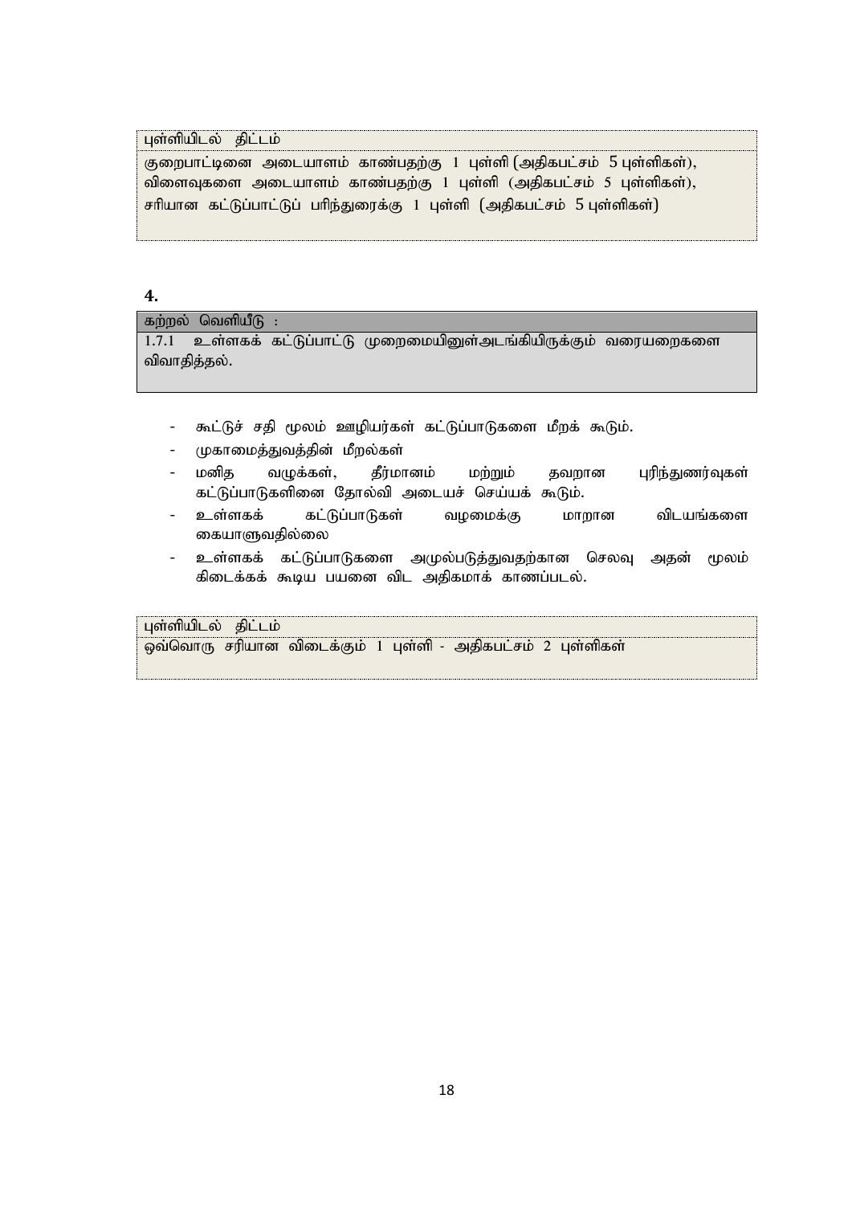| புள்ளியிடல் திட்டம் |
| --- |
| குறைபாட்டினை அடையாளம் காண்பதற்கு 1 புள்ளி (அதிகபட்சம் 5 புள்ளிகள்), விளைவுகளை அடையாளம் காண்பதற்கு 1 புள்ளி (அதிகபட்சம் 5 புள்ளிகள்), சரியான கட்டுப்பாட்டுப் பரிந்துரைக்கு 1 புள்ளி (அதிகபட்சம் 5 புள்ளிகள்) |

**4.**

| கற்றல் வெளியீடு : |
| --- |
| 1.7.1 உள்ளகக் கட்டுப்பாட்டு முறைமையினுள்அடங்கியிருக்கும் வரையறைகளை விவாதித்தல். |

- கூட்டுச் சதி மூலம் ஊழியர்கள் கட்டுப்பாடுகளை மீறக் கூடும்.
- முகாமைத்துவத்தின் மீறல்கள்
- மனித வழுக்கள், தீர்மானம் மற்றும் தவறான புரிந்துணர்வுகள் கட்டுப்பாடுகளினை தோல்வி அடையச் செய்யக் கூடும்.
- உள்ளகக் கட்டுப்பாடுகள் வழமைக்கு மாறான விடயங்களை கையாளுவதில்லை
- உள்ளகக் கட்டுப்பாடுகளை அமுல்படுத்துவதற்கான செலவு அதன் மூலம் கிடைக்கக் கூடிய பயனை விட அதிகமாக் காணப்படல்.

| புள்ளியிடல் திட்டம் |
| --- |
| ஒவ்வொரு சரியான விடைக்கும் 1 புள்ளி - அதிகபட்சம் 2 புள்ளிகள் |